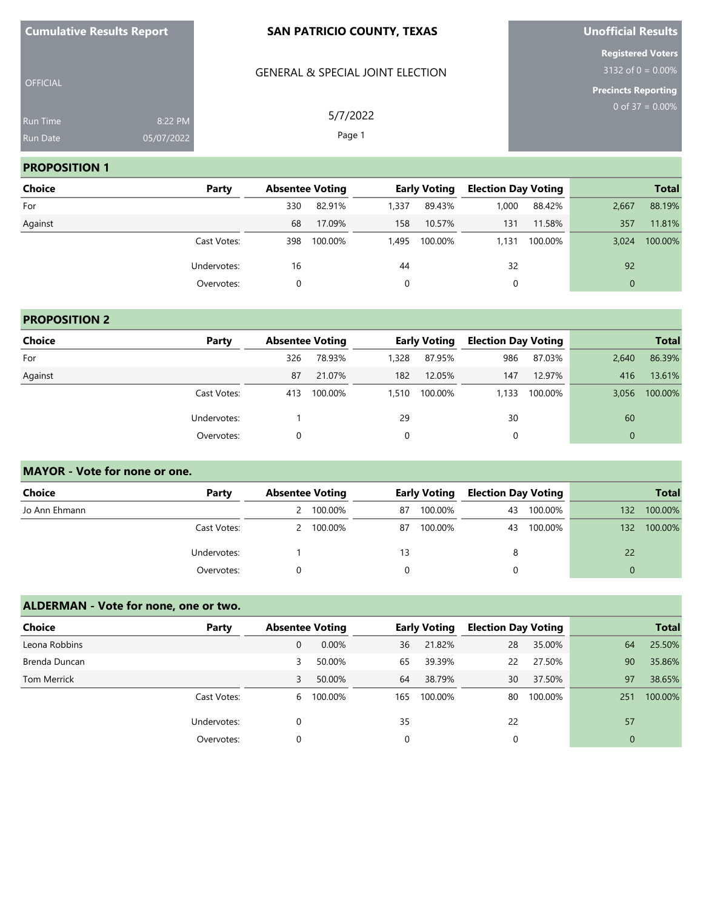**Cumulative Results Report**

OFFICIAL

Run Time 8:22 PM

Run Date 05/07/2022

**SAN PATRICIO COUNTY, TEXAS**

GENERAL & SPECIAL JOINT ELECTION

5/7/2022

**Unofficial Results**

**Registered Voters**
3132 of 0 = 0.00%

**Precincts Reporting**
0 of 37 = 0.00%

## PROPOSITION 1

| Choice | Party | Absentee Voting | | Early Voting | | Election Day Voting | | Total | |
|---|---|---|---|---|---|---|---|---|---|
| For | | 330 | 82.91% | 1,337 | 89.43% | 1,000 | 88.42% | 2,667 | 88.19% |
| Against | | 68 | 17.09% | 158 | 10.57% | 131 | 11.58% | 357 | 11.81% |
| | Cast Votes: | 398 | 100.00% | 1,495 | 100.00% | 1,131 | 100.00% | 3,024 | 100.00% |
| | Undervotes: | 16 | | 44 | | 32 | | 92 | |
| | Overvotes: | 0 | | 0 | | 0 | | 0 | |

## PROPOSITION 2

| Choice | Party | Absentee Voting | | Early Voting | | Election Day Voting | | Total | |
|---|---|---|---|---|---|---|---|---|---|
| For | | 326 | 78.93% | 1,328 | 87.95% | 986 | 87.03% | 2,640 | 86.39% |
| Against | | 87 | 21.07% | 182 | 12.05% | 147 | 12.97% | 416 | 13.61% |
| | Cast Votes: | 413 | 100.00% | 1,510 | 100.00% | 1,133 | 100.00% | 3,056 | 100.00% |
| | Undervotes: | 1 | | 29 | | 30 | | 60 | |
| | Overvotes: | 0 | | 0 | | 0 | | 0 | |

## MAYOR - Vote for none or one.

| Choice | Party | Absentee Voting | | Early Voting | | Election Day Voting | | Total | |
|---|---|---|---|---|---|---|---|---|---|
| Jo Ann Ehmann | | 2 | 100.00% | 87 | 100.00% | 43 | 100.00% | 132 | 100.00% |
| | Cast Votes: | 2 | 100.00% | 87 | 100.00% | 43 | 100.00% | 132 | 100.00% |
| | Undervotes: | 1 | | 13 | | 8 | | 22 | |
| | Overvotes: | 0 | | 0 | | 0 | | 0 | |

## ALDERMAN - Vote for none, one or two.

| Choice | Party | Absentee Voting | | Early Voting | | Election Day Voting | | Total | |
|---|---|---|---|---|---|---|---|---|---|
| Leona Robbins | | 0 | 0.00% | 36 | 21.82% | 28 | 35.00% | 64 | 25.50% |
| Brenda Duncan | | 3 | 50.00% | 65 | 39.39% | 22 | 27.50% | 90 | 35.86% |
| Tom Merrick | | 3 | 50.00% | 64 | 38.79% | 30 | 37.50% | 97 | 38.65% |
| | Cast Votes: | 6 | 100.00% | 165 | 100.00% | 80 | 100.00% | 251 | 100.00% |
| | Undervotes: | 0 | | 35 | | 22 | | 57 | |
| | Overvotes: | 0 | | 0 | | 0 | | 0 | |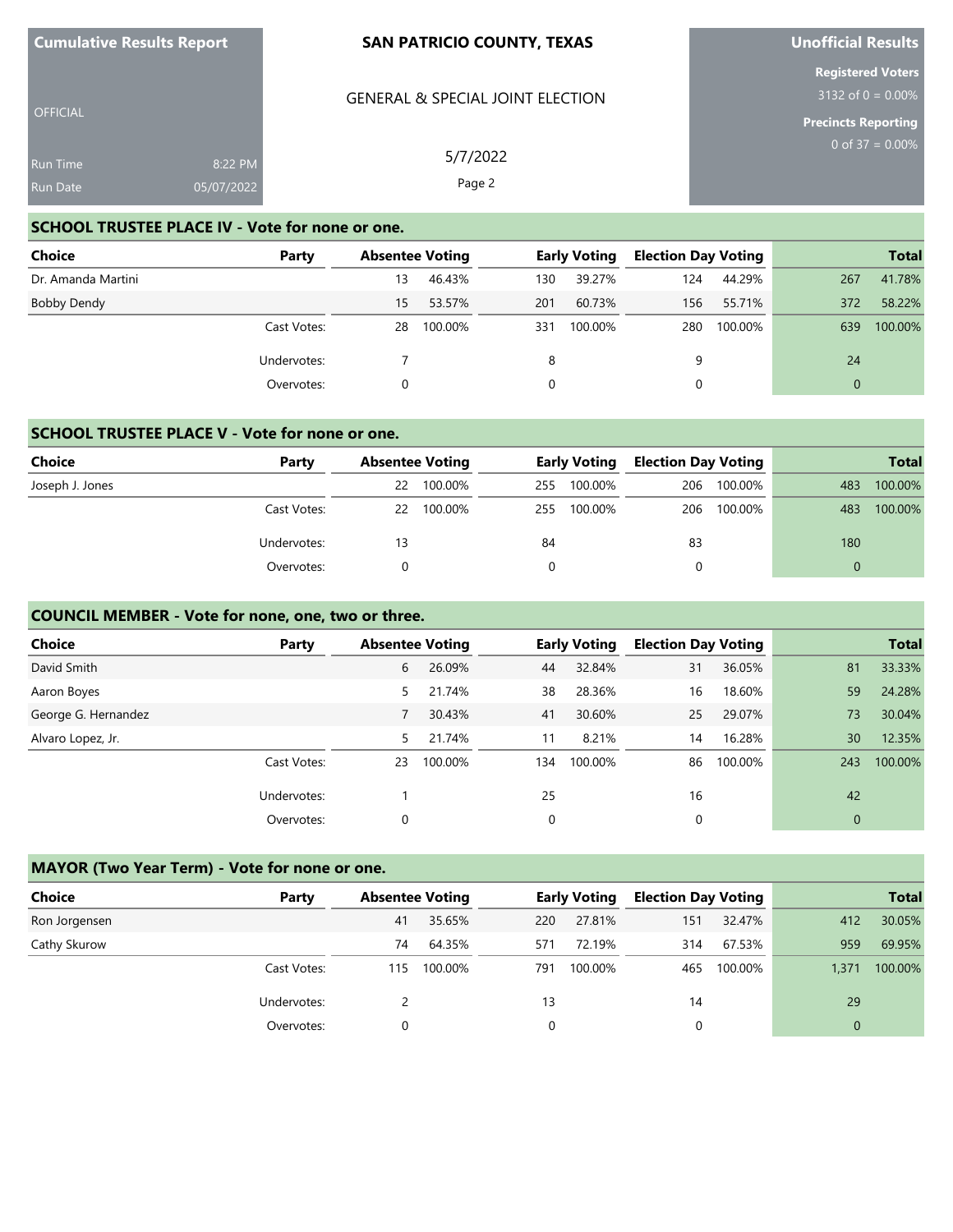Cumulative Results Report

OFFICIAL

Run Time 8:22 PM

Run Date 05/07/2022

**SAN PATRICIO COUNTY, TEXAS**

GENERAL & SPECIAL JOINT ELECTION

5/7/2022

**Unofficial Results**

**Registered Voters**
3132 of 0 = 0.00%

**Precincts Reporting**
0 of 37 = 0.00%

## SCHOOL TRUSTEE PLACE IV - Vote for none or one.

| Choice | Party | Absentee Voting | | Early Voting | | Election Day Voting | | Total | |
|---|---|---|---|---|---|---|---|---|---|
| Dr. Amanda Martini | | 13 | 46.43% | 130 | 39.27% | 124 | 44.29% | 267 | 41.78% |
| Bobby Dendy | | 15 | 53.57% | 201 | 60.73% | 156 | 55.71% | 372 | 58.22% |
| | Cast Votes: | 28 | 100.00% | 331 | 100.00% | 280 | 100.00% | 639 | 100.00% |
| | Undervotes: | 7 | | 8 | | 9 | | 24 | |
| | Overvotes: | 0 | | 0 | | 0 | | 0 | |

## SCHOOL TRUSTEE PLACE V - Vote for none or one.

| Choice | Party | Absentee Voting | | Early Voting | | Election Day Voting | | Total | |
|---|---|---|---|---|---|---|---|---|---|
| Joseph J. Jones | | 22 | 100.00% | 255 | 100.00% | 206 | 100.00% | 483 | 100.00% |
| | Cast Votes: | 22 | 100.00% | 255 | 100.00% | 206 | 100.00% | 483 | 100.00% |
| | Undervotes: | 13 | | 84 | | 83 | | 180 | |
| | Overvotes: | 0 | | 0 | | 0 | | 0 | |

## COUNCIL MEMBER - Vote for none, one, two or three.

| Choice | Party | Absentee Voting | | Early Voting | | Election Day Voting | | Total | |
|---|---|---|---|---|---|---|---|---|---|
| David Smith | | 6 | 26.09% | 44 | 32.84% | 31 | 36.05% | 81 | 33.33% |
| Aaron Boyes | | 5 | 21.74% | 38 | 28.36% | 16 | 18.60% | 59 | 24.28% |
| George G. Hernandez | | 7 | 30.43% | 41 | 30.60% | 25 | 29.07% | 73 | 30.04% |
| Alvaro Lopez, Jr. | | 5 | 21.74% | 11 | 8.21% | 14 | 16.28% | 30 | 12.35% |
| | Cast Votes: | 23 | 100.00% | 134 | 100.00% | 86 | 100.00% | 243 | 100.00% |
| | Undervotes: | 1 | | 25 | | 16 | | 42 | |
| | Overvotes: | 0 | | 0 | | 0 | | 0 | |

## MAYOR (Two Year Term) - Vote for none or one.

| Choice | Party | Absentee Voting | | Early Voting | | Election Day Voting | | Total | |
|---|---|---|---|---|---|---|---|---|---|
| Ron Jorgensen | | 41 | 35.65% | 220 | 27.81% | 151 | 32.47% | 412 | 30.05% |
| Cathy Skurow | | 74 | 64.35% | 571 | 72.19% | 314 | 67.53% | 959 | 69.95% |
| | Cast Votes: | 115 | 100.00% | 791 | 100.00% | 465 | 100.00% | 1,371 | 100.00% |
| | Undervotes: | 2 | | 13 | | 14 | | 29 | |
| | Overvotes: | 0 | | 0 | | 0 | | 0 | |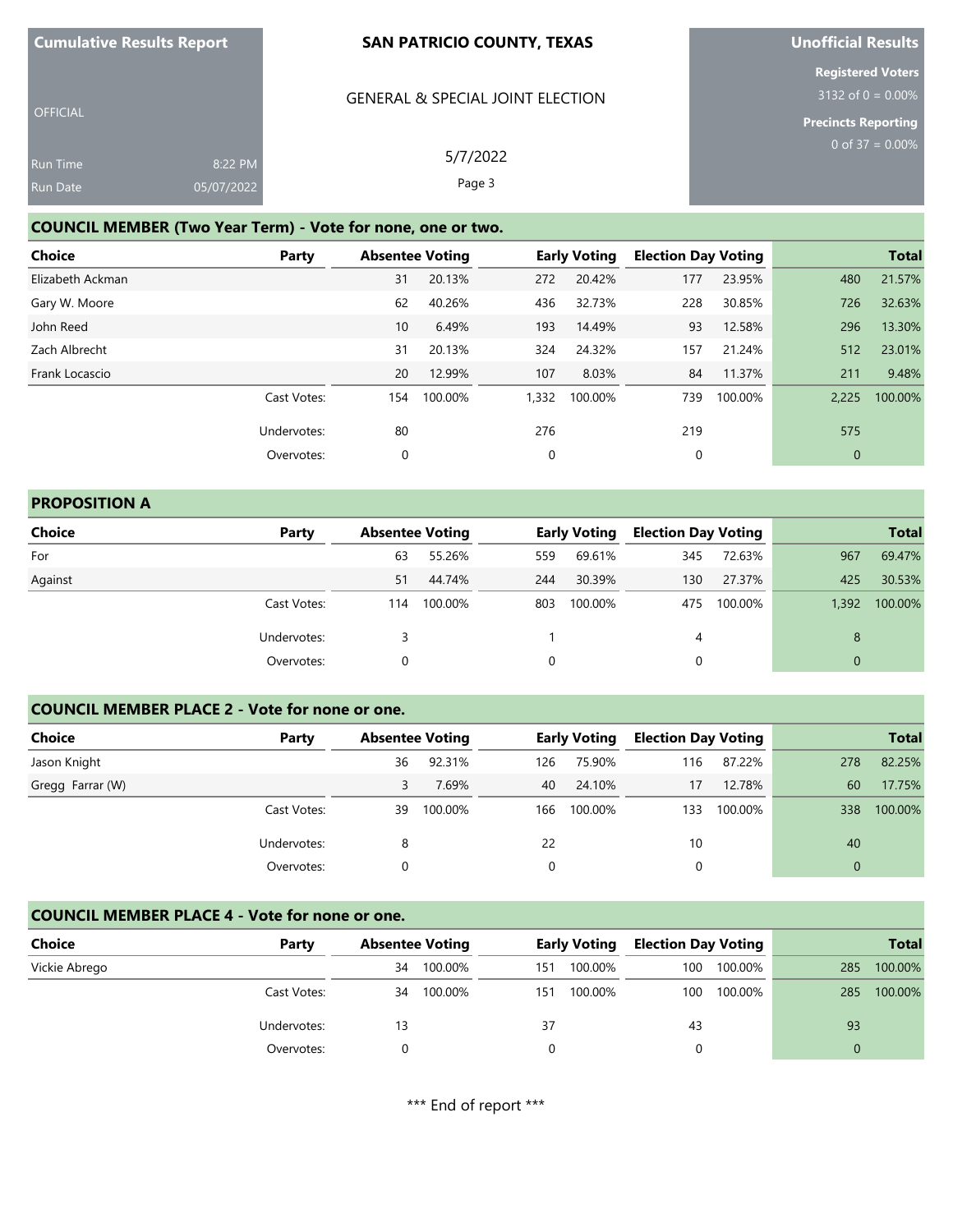Cumulative Results Report

OFFICIAL

Run Time 8:22 PM

Run Date 05/07/2022

**SAN PATRICIO COUNTY, TEXAS**

GENERAL & SPECIAL JOINT ELECTION

5/7/2022

**Unofficial Results**

**Registered Voters**

3132 of 0 = 0.00%

**Precincts Reporting**

0 of 37 = 0.00%

## COUNCIL MEMBER (Two Year Term) - Vote for none, one or two.

| Choice | Party | Absentee Voting | | Early Voting | | Election Day Voting | | Total | |
|---|---|---|---|---|---|---|---|---|---|
| Elizabeth Ackman | | 31 | 20.13% | 272 | 20.42% | 177 | 23.95% | 480 | 21.57% |
| Gary W. Moore | | 62 | 40.26% | 436 | 32.73% | 228 | 30.85% | 726 | 32.63% |
| John Reed | | 10 | 6.49% | 193 | 14.49% | 93 | 12.58% | 296 | 13.30% |
| Zach Albrecht | | 31 | 20.13% | 324 | 24.32% | 157 | 21.24% | 512 | 23.01% |
| Frank Locascio | | 20 | 12.99% | 107 | 8.03% | 84 | 11.37% | 211 | 9.48% |
| | Cast Votes: | 154 | 100.00% | 1,332 | 100.00% | 739 | 100.00% | 2,225 | 100.00% |
| | Undervotes: | 80 | | 276 | | 219 | | 575 | |
| | Overvotes: | 0 | | 0 | | 0 | | 0 | |

## PROPOSITION A

| Choice | Party | Absentee Voting | | Early Voting | | Election Day Voting | | Total | |
|---|---|---|---|---|---|---|---|---|---|
| For | | 63 | 55.26% | 559 | 69.61% | 345 | 72.63% | 967 | 69.47% |
| Against | | 51 | 44.74% | 244 | 30.39% | 130 | 27.37% | 425 | 30.53% |
| | Cast Votes: | 114 | 100.00% | 803 | 100.00% | 475 | 100.00% | 1,392 | 100.00% |
| | Undervotes: | 3 | | 1 | | 4 | | 8 | |
| | Overvotes: | 0 | | 0 | | 0 | | 0 | |

## COUNCIL MEMBER PLACE 2 - Vote for none or one.

| Choice | Party | Absentee Voting | | Early Voting | | Election Day Voting | | Total | |
|---|---|---|---|---|---|---|---|---|---|
| Jason Knight | | 36 | 92.31% | 126 | 75.90% | 116 | 87.22% | 278 | 82.25% |
| Gregg Farrar (W) | | 3 | 7.69% | 40 | 24.10% | 17 | 12.78% | 60 | 17.75% |
| | Cast Votes: | 39 | 100.00% | 166 | 100.00% | 133 | 100.00% | 338 | 100.00% |
| | Undervotes: | 8 | | 22 | | 10 | | 40 | |
| | Overvotes: | 0 | | 0 | | 0 | | 0 | |

## COUNCIL MEMBER PLACE 4 - Vote for none or one.

| Choice | Party | Absentee Voting | | Early Voting | | Election Day Voting | | Total | |
|---|---|---|---|---|---|---|---|---|---|
| Vickie Abrego | | 34 | 100.00% | 151 | 100.00% | 100 | 100.00% | 285 | 100.00% |
| | Cast Votes: | 34 | 100.00% | 151 | 100.00% | 100 | 100.00% | 285 | 100.00% |
| | Undervotes: | 13 | | 37 | | 43 | | 93 | |
| | Overvotes: | 0 | | 0 | | 0 | | 0 | |

*** End of report ***